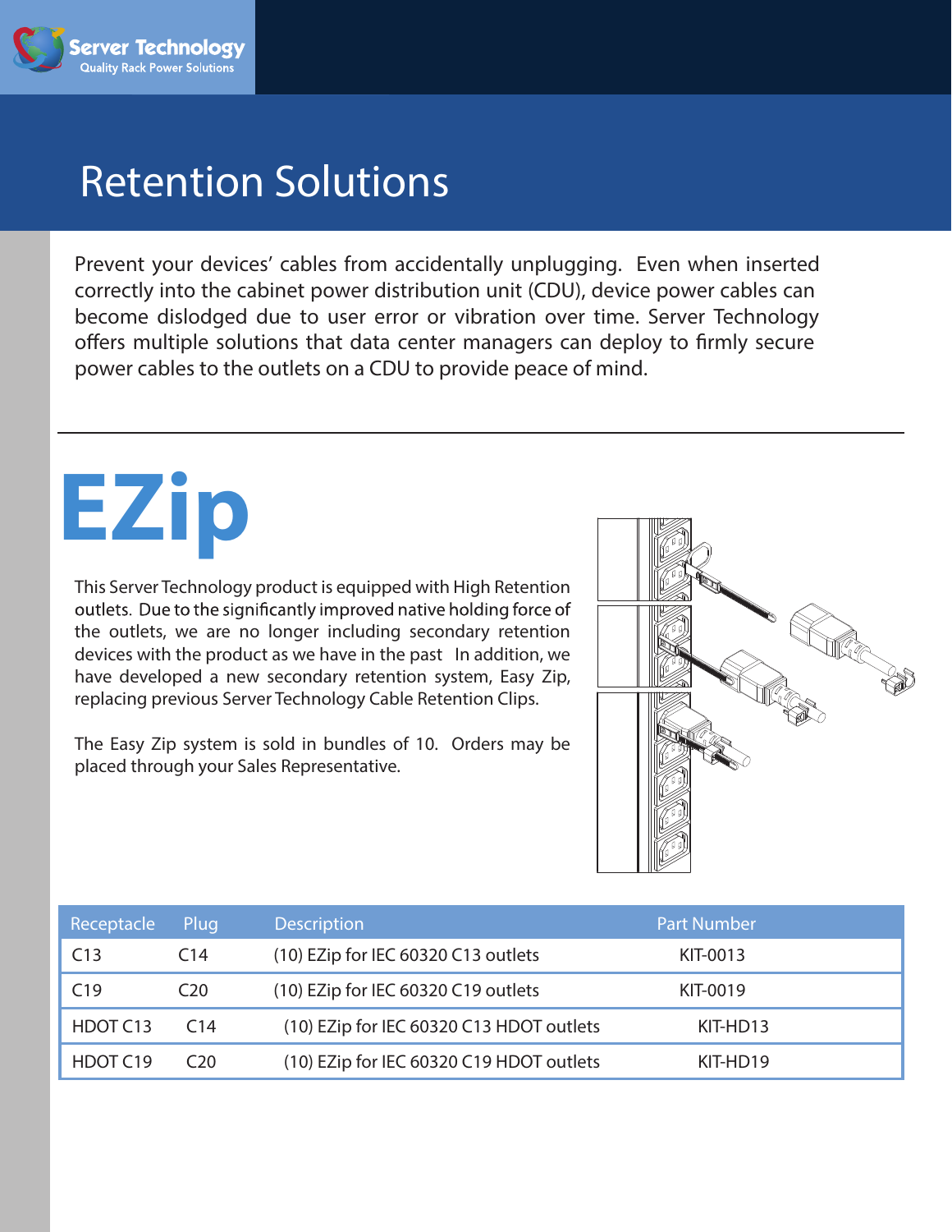Server Technology
Quality Rack Power Solutions

# Retention Solutions

Prevent your devices' cables from accidentally unplugging. Even when inserted correctly into the cabinet power distribution unit (CDU), device power cables can become dislodged due to user error or vibration over time. Server Technology offers multiple solutions that data center managers can deploy to firmly secure power cables to the outlets on a CDU to provide peace of mind.

---

# EZip

This Server Technology product is equipped with High Retention outlets. Due to the significantly improved native holding force of the outlets, we are no longer including secondary retention devices with the product as we have in the past In addition, we have developed a new secondary retention system, Easy Zip, replacing previous Server Technology Cable Retention Clips.

The Easy Zip system is sold in bundles of 10. Orders may be placed through your Sales Representative.

| Receptacle | Plug | Description | Part Number |
| --- | --- | --- | --- |
| C13 | C14 | (10) EZip for IEC 60320 C13 outlets | KIT-0013 |
| C19 | C20 | (10) EZip for IEC 60320 C19 outlets | KIT-0019 |
| HDOT C13 | C14 | (10) EZip for IEC 60320 C13 HDOT outlets | KIT-HD13 |
| HDOT C19 | C20 | (10) EZip for IEC 60320 C19 HDOT outlets | KIT-HD19 |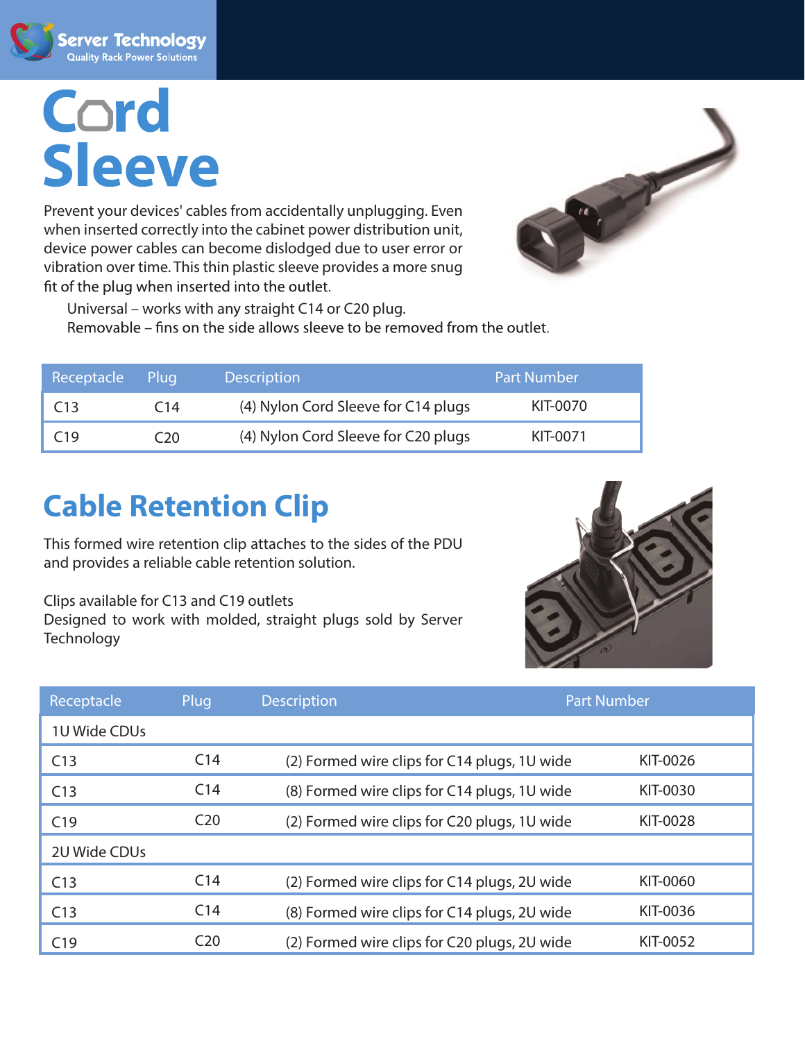Server Technology
Quality Rack Power Solutions

# Cord Sleeve

Prevent your devices' cables from accidentally unplugging. Even when inserted correctly into the cabinet power distribution unit, device power cables can become dislodged due to user error or vibration over time. This thin plastic sleeve provides a more snug fit of the plug when inserted into the outlet.

Universal – works with any straight C14 or C20 plug.
Removable – fins on the side allows sleeve to be removed from the outlet.

| Receptacle | Plug | Description | Part Number |
|---|---|---|---|
| C13 | C14 | (4) Nylon Cord Sleeve for C14 plugs | KIT-0070 |
| C19 | C20 | (4) Nylon Cord Sleeve for C20 plugs | KIT-0071 |

# Cable Retention Clip

This formed wire retention clip attaches to the sides of the PDU and provides a reliable cable retention solution.

Clips available for C13 and C19 outlets
Designed to work with molded, straight plugs sold by Server Technology

| Receptacle | Plug | Description | Part Number |
|---|---|---|---|
| 1U Wide CDUs | | | |
| C13 | C14 | (2) Formed wire clips for C14 plugs, 1U wide | KIT-0026 |
| C13 | C14 | (8) Formed wire clips for C14 plugs, 1U wide | KIT-0030 |
| C19 | C20 | (2) Formed wire clips for C20 plugs, 1U wide | KIT-0028 |
| 2U Wide CDUs | | | |
| C13 | C14 | (2) Formed wire clips for C14 plugs, 2U wide | KIT-0060 |
| C13 | C14 | (8) Formed wire clips for C14 plugs, 2U wide | KIT-0036 |
| C19 | C20 | (2) Formed wire clips for C20 plugs, 2U wide | KIT-0052 |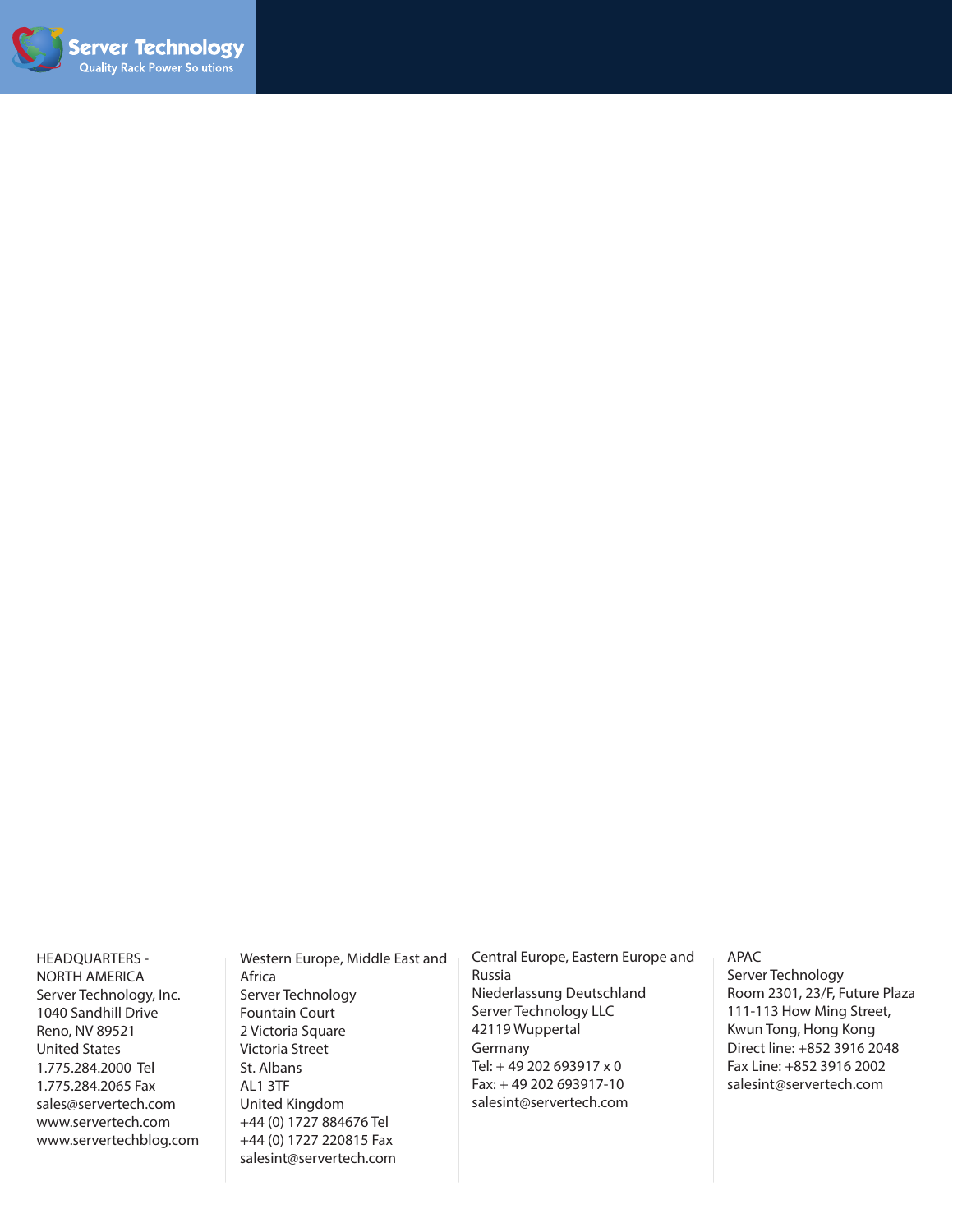Server Technology
Quality Rack Power Solutions

HEADQUARTERS - NORTH AMERICA
Server Technology, Inc.
1040 Sandhill Drive
Reno, NV 89521
United States
1.775.284.2000 Tel
1.775.284.2065 Fax
sales@servertech.com
www.servertech.com
www.servertechblog.com

Western Europe, Middle East and Africa
Server Technology
Fountain Court
2 Victoria Square
Victoria Street
St. Albans
AL1 3TF
United Kingdom
+44 (0) 1727 884676 Tel
+44 (0) 1727 220815 Fax
salesint@servertech.com

Central Europe, Eastern Europe and Russia
Niederlassung Deutschland
Server Technology LLC
42119 Wuppertal
Germany
Tel: + 49 202 693917 x 0
Fax: + 49 202 693917-10
salesint@servertech.com

APAC
Server Technology
Room 2301, 23/F, Future Plaza
111-113 How Ming Street,
Kwun Tong, Hong Kong
Direct line: +852 3916 2048
Fax Line: +852 3916 2002
salesint@servertech.com